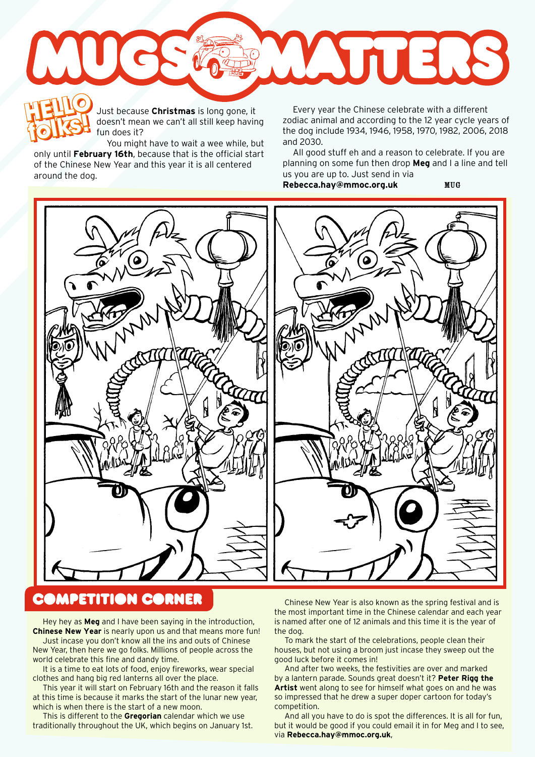# MUGS MATTERS

**HELLO folks!**

Just because **Christmas** is long gone, it doesn't mean we can't all still keep having fun does it?

You might have to wait a wee while, but only until **February 16th**, because that is the official start of the Chinese New Year and this year it is all centered around the dog.

Every year the Chinese celebrate with a different zodiac animal and according to the 12 year cycle years of the dog include 1934, 1946, 1958, 1970, 1982, 2006, 2018 and 2030.

All good stuff eh and a reason to celebrate. If you are planning on some fun then drop **Meg** and I a line and tell us you are up to. Just send in via **Rebecca.hay@mmoc.org.uk**

MUG

## COMPETITION CORNER

Hey hey as **Meg** and I have been saying in the introduction, **Chinese New Year** is nearly upon us and that means more fun!

Just incase you don't know all the ins and outs of Chinese New Year, then here we go folks. Millions of people across the world celebrate this fine and dandy time.

It is a time to eat lots of food, enjoy fireworks, wear special clothes and hang big red lanterns all over the place.

This year it will start on February 16th and the reason it falls at this time is because it marks the start of the lunar new year, which is when there is the start of a new moon.

This is different to the **Gregorian** calendar which we use traditionally throughout the UK, which begins on January 1st.

Chinese New Year is also known as the spring festival and is the most important time in the Chinese calendar and each year is named after one of 12 animals and this time it is the year of the dog.

To mark the start of the celebrations, people clean their houses, but not using a broom just incase they sweep out the good luck before it comes in!

And after two weeks, the festivities are over and marked by a lantern parade. Sounds great doesn't it? **Peter Rigg the Artist** went along to see for himself what goes on and he was so impressed that he drew a super doper cartoon for today's competition.

And all you have to do is spot the differences. It is all for fun, but it would be good if you could email it in for Meg and I to see, via **Rebecca.hay@mmoc.org.uk**,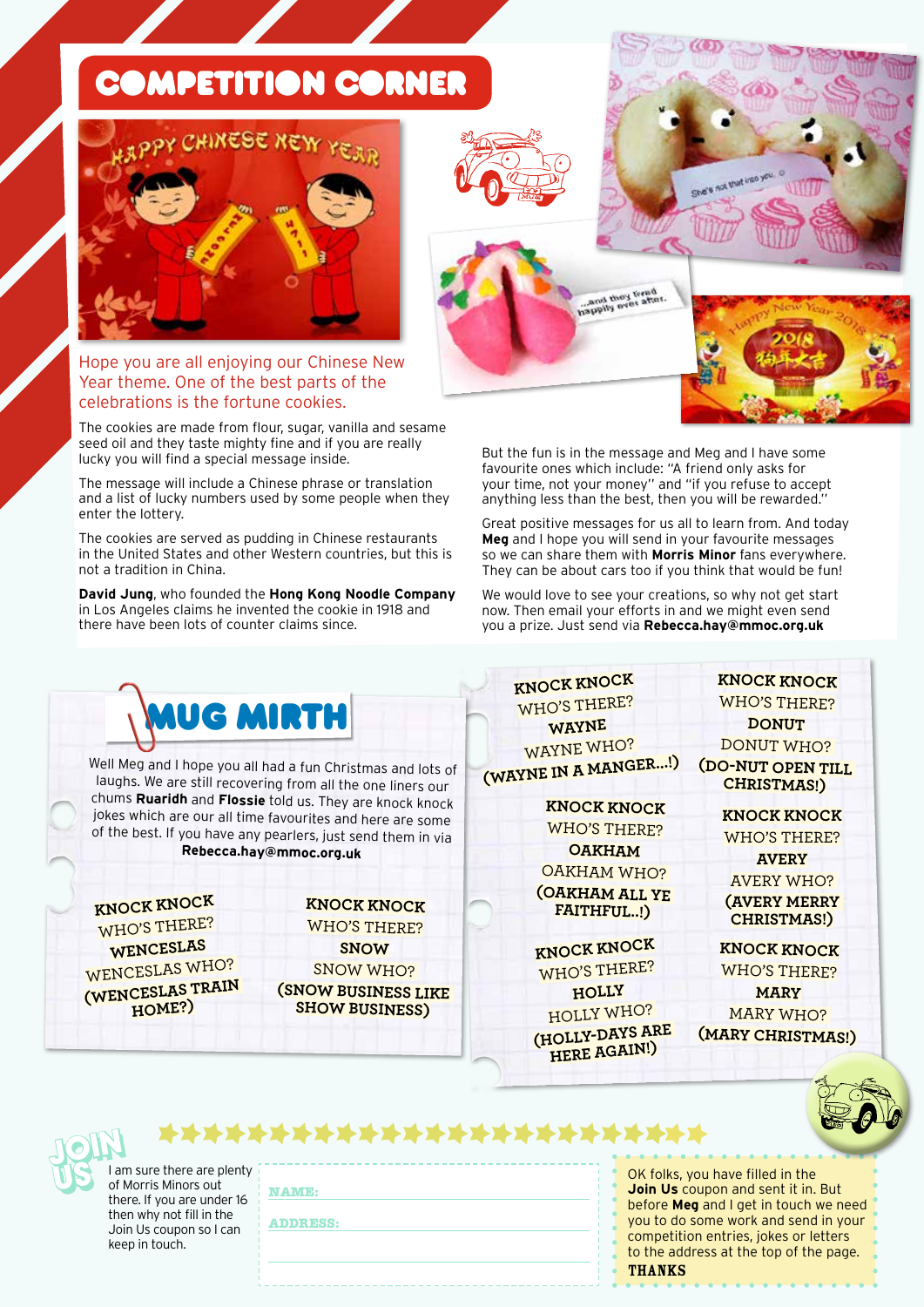# COMPETITION CORNER

Hope you are all enjoying our Chinese New Year theme. One of the best parts of the celebrations is the fortune cookies.

The cookies are made from flour, sugar, vanilla and sesame seed oil and they taste mighty fine and if you are really lucky you will find a special message inside.

The message will include a Chinese phrase or translation and a list of lucky numbers used by some people when they enter the lottery.

The cookies are served as pudding in Chinese restaurants in the United States and other Western countries, but this is not a tradition in China.

**David Jung**, who founded the **Hong Kong Noodle Company** in Los Angeles claims he invented the cookie in 1918 and there have been lots of counter claims since.

But the fun is in the message and Meg and I have some favourite ones which include: "A friend only asks for your time, not your money" and "if you refuse to accept anything less than the best, then you will be rewarded."

Great positive messages for us all to learn from. And today **Meg** and I hope you will send in your favourite messages so we can share them with **Morris Minor** fans everywhere. They can be about cars too if you think that would be fun!

We would love to see your creations, so why not get start now. Then email your efforts in and we might even send you a prize. Just send via **Rebecca.hay@mmoc.org.uk**

## MUG MIRTH

Well Meg and I hope you all had a fun Christmas and lots of laughs. We are still recovering from all the one liners our chums **Ruaridh** and **Flossie** told us. They are knock knock jokes which are our all time favourites and here are some of the best. If you have any pearlers, just send them in via **Rebecca.hay@mmoc.org.uk**

KNOCK KNOCK
WHO'S THERE?
**WENCESLAS**
WENCESLAS WHO?
**(WENCESLAS TRAIN HOME?)**

KNOCK KNOCK
WHO'S THERE?
**SNOW**
SNOW WHO?
**(SNOW BUSINESS LIKE SHOW BUSINESS)**

KNOCK KNOCK
WHO'S THERE?
**WAYNE**
WAYNE WHO?
**(WAYNE IN A MANGER...!)**

KNOCK KNOCK
WHO'S THERE?
**OAKHAM**
OAKHAM WHO?
**(OAKHAM ALL YE FAITHFUL...!)**

KNOCK KNOCK
WHO'S THERE?
**HOLLY**
HOLLY WHO?
**(HOLLY-DAYS ARE HERE AGAIN!)**

KNOCK KNOCK
WHO'S THERE?
**DONUT**
DONUT WHO?
**(DO-NUT OPEN TILL CHRISTMAS!)**

KNOCK KNOCK
WHO'S THERE?
**AVERY**
AVERY WHO?
**(AVERY MERRY CHRISTMAS!)**

KNOCK KNOCK
WHO'S THERE?
**MARY**
MARY WHO?
**(MARY CHRISTMAS!)**

## JOIN US

I am sure there are plenty of Morris Minors out there. If you are under 16 then why not fill in the Join Us coupon so I can keep in touch.

NAME:

ADDRESS:

OK folks, you have filled in the **Join Us** coupon and sent it in. But before **Meg** and I get in touch we need you to do some work and send in your competition entries, jokes or letters to the address at the top of the page.
**THANKS**